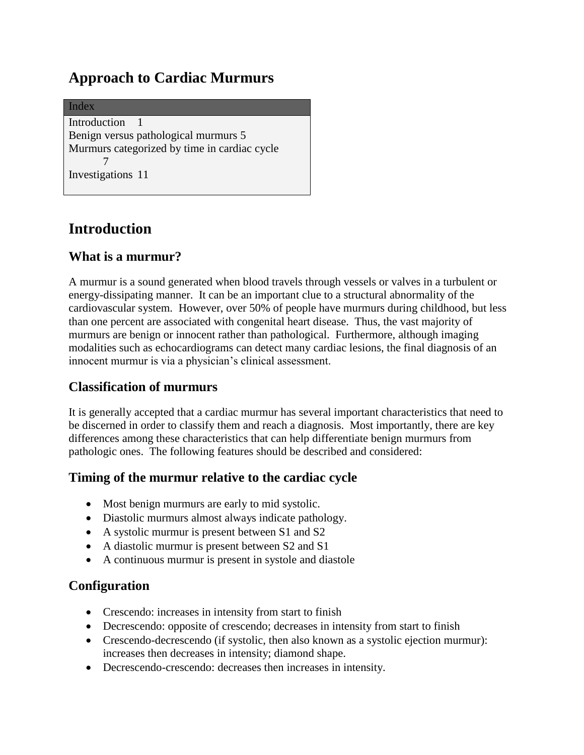# Approach to Cardiac Murmurs

| Index |
| --- |
| Introduction 1<br>Benign versus pathological murmurs 5<br>Murmurs categorized by time in cardiac cycle 7<br>Investigations 11 |

# Introduction

## What is a murmur?

A murmur is a sound generated when blood travels through vessels or valves in a turbulent or energy-dissipating manner. It can be an important clue to a structural abnormality of the cardiovascular system. However, over 50% of people have murmurs during childhood, but less than one percent are associated with congenital heart disease. Thus, the vast majority of murmurs are benign or innocent rather than pathological. Furthermore, although imaging modalities such as echocardiograms can detect many cardiac lesions, the final diagnosis of an innocent murmur is via a physician's clinical assessment.

## Classification of murmurs

It is generally accepted that a cardiac murmur has several important characteristics that need to be discerned in order to classify them and reach a diagnosis. Most importantly, there are key differences among these characteristics that can help differentiate benign murmurs from pathologic ones. The following features should be described and considered:

## Timing of the murmur relative to the cardiac cycle

- Most benign murmurs are early to mid systolic.
- Diastolic murmurs almost always indicate pathology.
- A systolic murmur is present between S1 and S2
- A diastolic murmur is present between S2 and S1
- A continuous murmur is present in systole and diastole

## Configuration

- Crescendo: increases in intensity from start to finish
- Decrescendo: opposite of crescendo; decreases in intensity from start to finish
- Crescendo-decrescendo (if systolic, then also known as a systolic ejection murmur): increases then decreases in intensity; diamond shape.
- Decrescendo-crescendo: decreases then increases in intensity.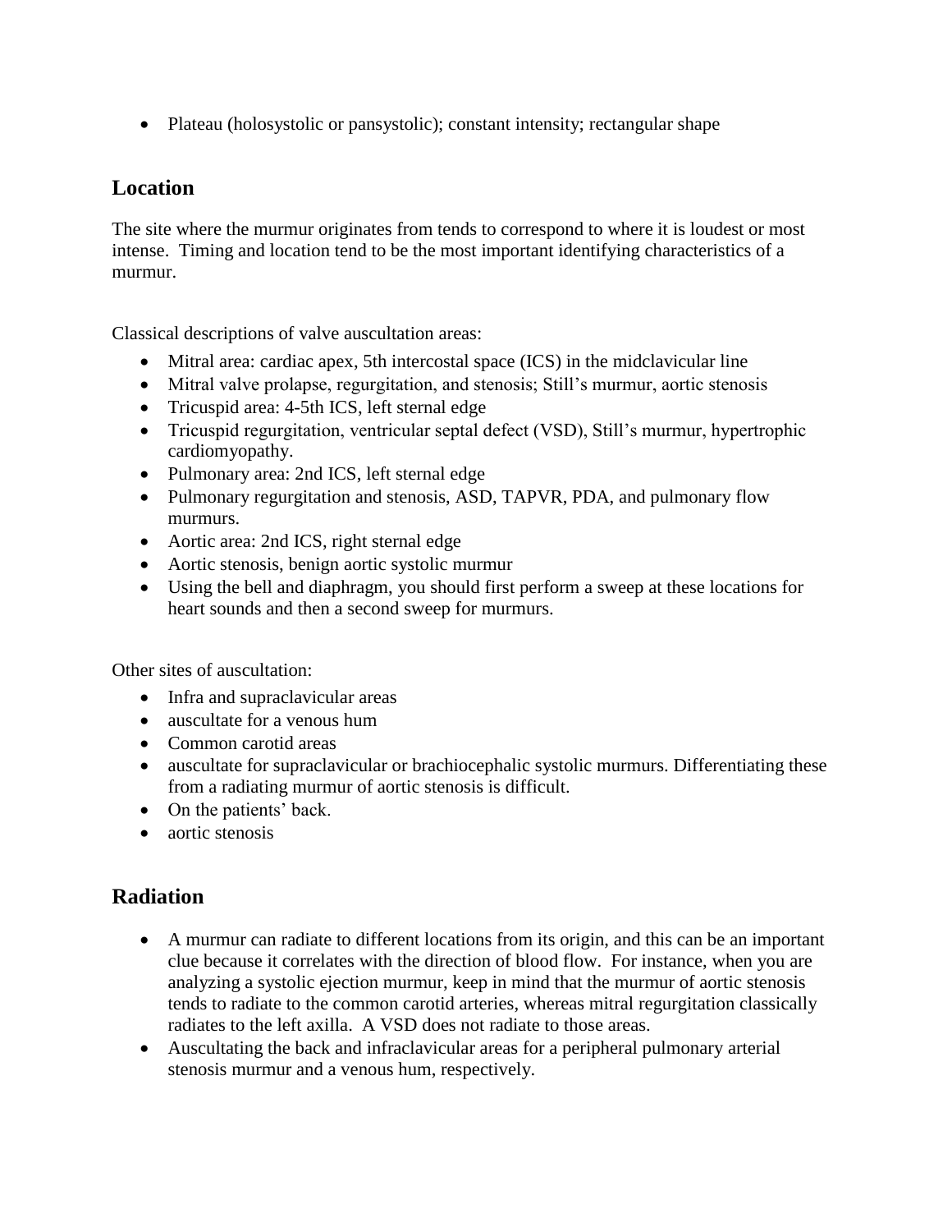- Plateau (holosystolic or pansystolic); constant intensity; rectangular shape

## Location

The site where the murmur originates from tends to correspond to where it is loudest or most intense. Timing and location tend to be the most important identifying characteristics of a murmur.

Classical descriptions of valve auscultation areas:

- Mitral area: cardiac apex, 5th intercostal space (ICS) in the midclavicular line
- Mitral valve prolapse, regurgitation, and stenosis; Still's murmur, aortic stenosis
- Tricuspid area: 4-5th ICS, left sternal edge
- Tricuspid regurgitation, ventricular septal defect (VSD), Still's murmur, hypertrophic cardiomyopathy.
- Pulmonary area: 2nd ICS, left sternal edge
- Pulmonary regurgitation and stenosis, ASD, TAPVR, PDA, and pulmonary flow murmurs.
- Aortic area: 2nd ICS, right sternal edge
- Aortic stenosis, benign aortic systolic murmur
- Using the bell and diaphragm, you should first perform a sweep at these locations for heart sounds and then a second sweep for murmurs.

Other sites of auscultation:

- Infra and supraclavicular areas
- auscultate for a venous hum
- Common carotid areas
- auscultate for supraclavicular or brachiocephalic systolic murmurs. Differentiating these from a radiating murmur of aortic stenosis is difficult.
- On the patients' back.
- aortic stenosis

## Radiation

- A murmur can radiate to different locations from its origin, and this can be an important clue because it correlates with the direction of blood flow. For instance, when you are analyzing a systolic ejection murmur, keep in mind that the murmur of aortic stenosis tends to radiate to the common carotid arteries, whereas mitral regurgitation classically radiates to the left axilla. A VSD does not radiate to those areas.
- Auscultating the back and infraclavicular areas for a peripheral pulmonary arterial stenosis murmur and a venous hum, respectively.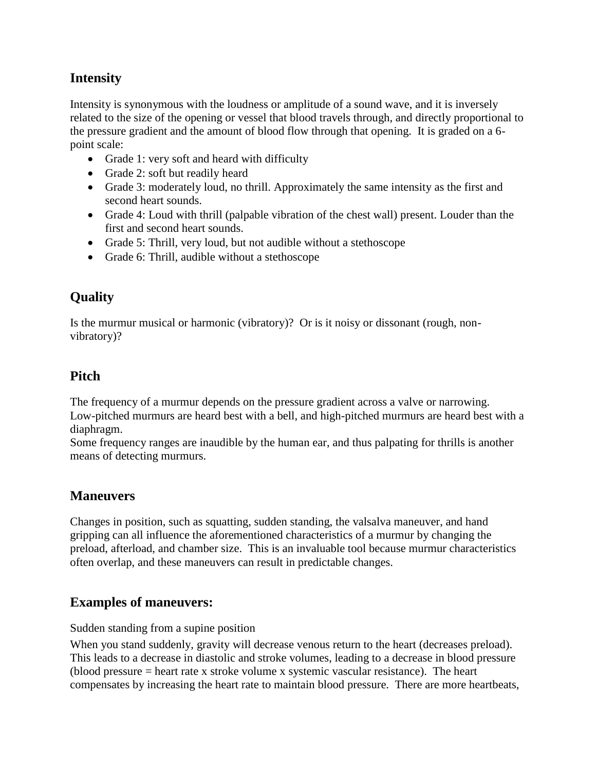## Intensity

Intensity is synonymous with the loudness or amplitude of a sound wave, and it is inversely related to the size of the opening or vessel that blood travels through, and directly proportional to the pressure gradient and the amount of blood flow through that opening. It is graded on a 6-point scale:

- Grade 1: very soft and heard with difficulty
- Grade 2: soft but readily heard
- Grade 3: moderately loud, no thrill. Approximately the same intensity as the first and second heart sounds.
- Grade 4: Loud with thrill (palpable vibration of the chest wall) present. Louder than the first and second heart sounds.
- Grade 5: Thrill, very loud, but not audible without a stethoscope
- Grade 6: Thrill, audible without a stethoscope

## Quality

Is the murmur musical or harmonic (vibratory)? Or is it noisy or dissonant (rough, non-vibratory)?

## Pitch

The frequency of a murmur depends on the pressure gradient across a valve or narrowing. Low-pitched murmurs are heard best with a bell, and high-pitched murmurs are heard best with a diaphragm.
Some frequency ranges are inaudible by the human ear, and thus palpating for thrills is another means of detecting murmurs.

## Maneuvers

Changes in position, such as squatting, sudden standing, the valsalva maneuver, and hand gripping can all influence the aforementioned characteristics of a murmur by changing the preload, afterload, and chamber size. This is an invaluable tool because murmur characteristics often overlap, and these maneuvers can result in predictable changes.

## Examples of maneuvers:

Sudden standing from a supine position

When you stand suddenly, gravity will decrease venous return to the heart (decreases preload). This leads to a decrease in diastolic and stroke volumes, leading to a decrease in blood pressure (blood pressure = heart rate x stroke volume x systemic vascular resistance). The heart compensates by increasing the heart rate to maintain blood pressure. There are more heartbeats,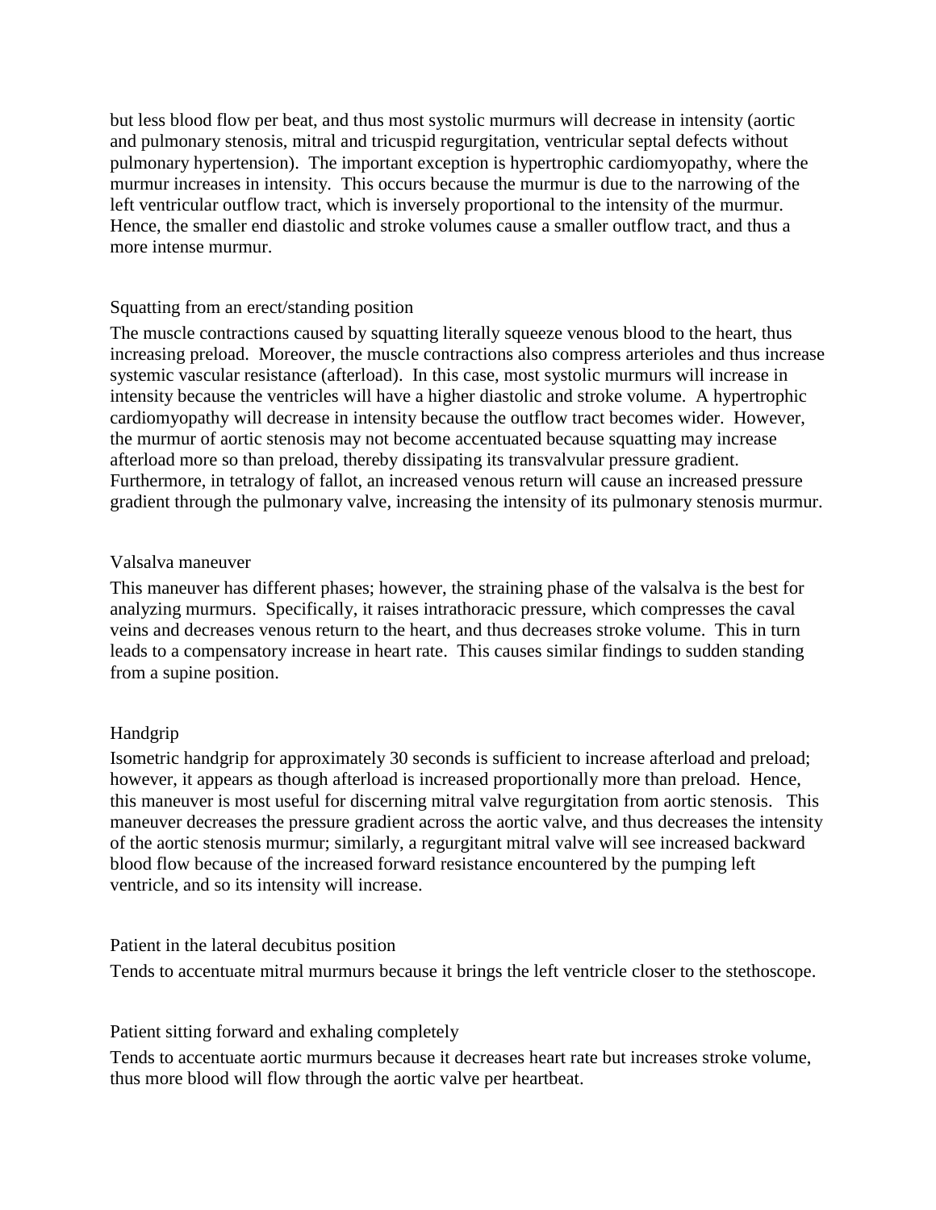but less blood flow per beat, and thus most systolic murmurs will decrease in intensity (aortic and pulmonary stenosis, mitral and tricuspid regurgitation, ventricular septal defects without pulmonary hypertension). The important exception is hypertrophic cardiomyopathy, where the murmur increases in intensity. This occurs because the murmur is due to the narrowing of the left ventricular outflow tract, which is inversely proportional to the intensity of the murmur. Hence, the smaller end diastolic and stroke volumes cause a smaller outflow tract, and thus a more intense murmur.

### Squatting from an erect/standing position

The muscle contractions caused by squatting literally squeeze venous blood to the heart, thus increasing preload. Moreover, the muscle contractions also compress arterioles and thus increase systemic vascular resistance (afterload). In this case, most systolic murmurs will increase in intensity because the ventricles will have a higher diastolic and stroke volume. A hypertrophic cardiomyopathy will decrease in intensity because the outflow tract becomes wider. However, the murmur of aortic stenosis may not become accentuated because squatting may increase afterload more so than preload, thereby dissipating its transvalvular pressure gradient. Furthermore, in tetralogy of fallot, an increased venous return will cause an increased pressure gradient through the pulmonary valve, increasing the intensity of its pulmonary stenosis murmur.

### Valsalva maneuver

This maneuver has different phases; however, the straining phase of the valsalva is the best for analyzing murmurs. Specifically, it raises intrathoracic pressure, which compresses the caval veins and decreases venous return to the heart, and thus decreases stroke volume. This in turn leads to a compensatory increase in heart rate. This causes similar findings to sudden standing from a supine position.

### Handgrip

Isometric handgrip for approximately 30 seconds is sufficient to increase afterload and preload; however, it appears as though afterload is increased proportionally more than preload. Hence, this maneuver is most useful for discerning mitral valve regurgitation from aortic stenosis. This maneuver decreases the pressure gradient across the aortic valve, and thus decreases the intensity of the aortic stenosis murmur; similarly, a regurgitant mitral valve will see increased backward blood flow because of the increased forward resistance encountered by the pumping left ventricle, and so its intensity will increase.

### Patient in the lateral decubitus position

Tends to accentuate mitral murmurs because it brings the left ventricle closer to the stethoscope.

### Patient sitting forward and exhaling completely

Tends to accentuate aortic murmurs because it decreases heart rate but increases stroke volume, thus more blood will flow through the aortic valve per heartbeat.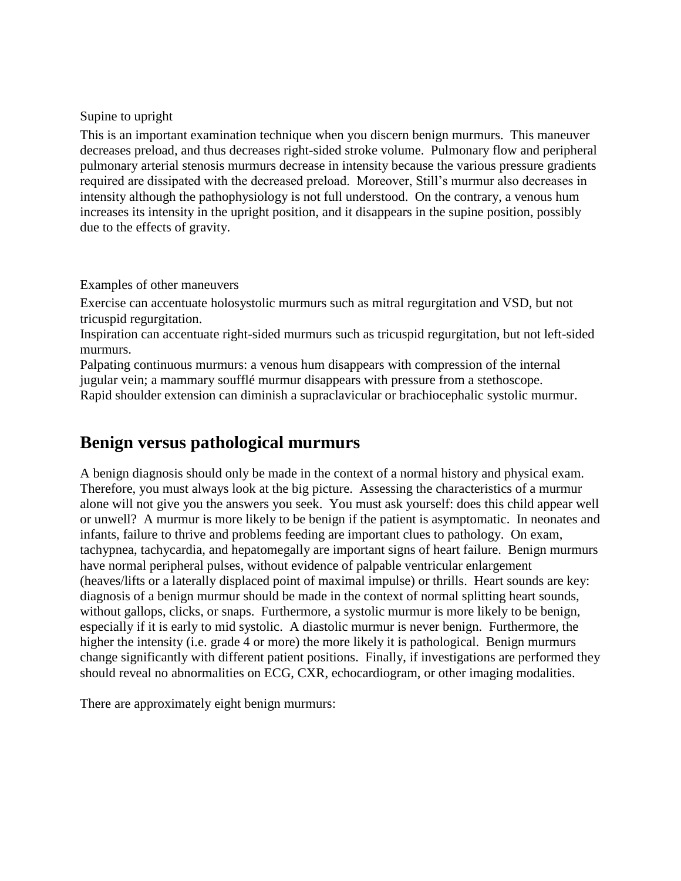Supine to upright

This is an important examination technique when you discern benign murmurs. This maneuver decreases preload, and thus decreases right-sided stroke volume. Pulmonary flow and peripheral pulmonary arterial stenosis murmurs decrease in intensity because the various pressure gradients required are dissipated with the decreased preload. Moreover, Still's murmur also decreases in intensity although the pathophysiology is not full understood. On the contrary, a venous hum increases its intensity in the upright position, and it disappears in the supine position, possibly due to the effects of gravity.

Examples of other maneuvers

Exercise can accentuate holosystolic murmurs such as mitral regurgitation and VSD, but not tricuspid regurgitation.
Inspiration can accentuate right-sided murmurs such as tricuspid regurgitation, but not left-sided murmurs.
Palpating continuous murmurs: a venous hum disappears with compression of the internal jugular vein; a mammary soufflé murmur disappears with pressure from a stethoscope.
Rapid shoulder extension can diminish a supraclavicular or brachiocephalic systolic murmur.

## Benign versus pathological murmurs

A benign diagnosis should only be made in the context of a normal history and physical exam. Therefore, you must always look at the big picture. Assessing the characteristics of a murmur alone will not give you the answers you seek. You must ask yourself: does this child appear well or unwell? A murmur is more likely to be benign if the patient is asymptomatic. In neonates and infants, failure to thrive and problems feeding are important clues to pathology. On exam, tachypnea, tachycardia, and hepatomegally are important signs of heart failure. Benign murmurs have normal peripheral pulses, without evidence of palpable ventricular enlargement (heaves/lifts or a laterally displaced point of maximal impulse) or thrills. Heart sounds are key: diagnosis of a benign murmur should be made in the context of normal splitting heart sounds, without gallops, clicks, or snaps. Furthermore, a systolic murmur is more likely to be benign, especially if it is early to mid systolic. A diastolic murmur is never benign. Furthermore, the higher the intensity (i.e. grade 4 or more) the more likely it is pathological. Benign murmurs change significantly with different patient positions. Finally, if investigations are performed they should reveal no abnormalities on ECG, CXR, echocardiogram, or other imaging modalities.

There are approximately eight benign murmurs: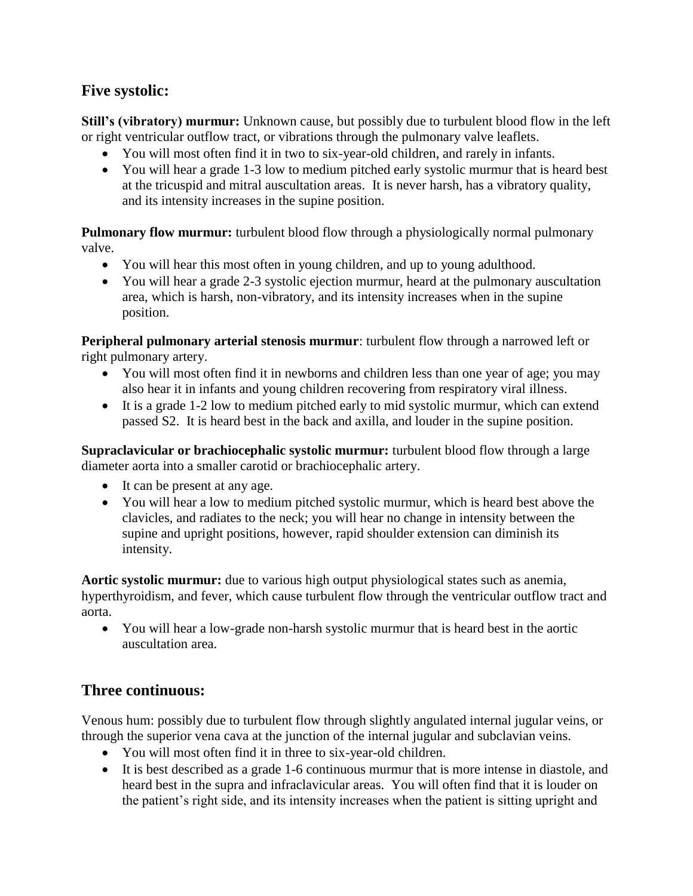## Five systolic:

**Still's (vibratory) murmur:** Unknown cause, but possibly due to turbulent blood flow in the left or right ventricular outflow tract, or vibrations through the pulmonary valve leaflets.

- You will most often find it in two to six-year-old children, and rarely in infants.
- You will hear a grade 1-3 low to medium pitched early systolic murmur that is heard best at the tricuspid and mitral auscultation areas. It is never harsh, has a vibratory quality, and its intensity increases in the supine position.

**Pulmonary flow murmur:** turbulent blood flow through a physiologically normal pulmonary valve.

- You will hear this most often in young children, and up to young adulthood.
- You will hear a grade 2-3 systolic ejection murmur, heard at the pulmonary auscultation area, which is harsh, non-vibratory, and its intensity increases when in the supine position.

**Peripheral pulmonary arterial stenosis murmur**: turbulent flow through a narrowed left or right pulmonary artery.

- You will most often find it in newborns and children less than one year of age; you may also hear it in infants and young children recovering from respiratory viral illness.
- It is a grade 1-2 low to medium pitched early to mid systolic murmur, which can extend passed S2. It is heard best in the back and axilla, and louder in the supine position.

**Supraclavicular or brachiocephalic systolic murmur:** turbulent blood flow through a large diameter aorta into a smaller carotid or brachiocephalic artery.

- It can be present at any age.
- You will hear a low to medium pitched systolic murmur, which is heard best above the clavicles, and radiates to the neck; you will hear no change in intensity between the supine and upright positions, however, rapid shoulder extension can diminish its intensity.

**Aortic systolic murmur:** due to various high output physiological states such as anemia, hyperthyroidism, and fever, which cause turbulent flow through the ventricular outflow tract and aorta.

- You will hear a low-grade non-harsh systolic murmur that is heard best in the aortic auscultation area.

## Three continuous:

Venous hum: possibly due to turbulent flow through slightly angulated internal jugular veins, or through the superior vena cava at the junction of the internal jugular and subclavian veins.

- You will most often find it in three to six-year-old children.
- It is best described as a grade 1-6 continuous murmur that is more intense in diastole, and heard best in the supra and infraclavicular areas. You will often find that it is louder on the patient's right side, and its intensity increases when the patient is sitting upright and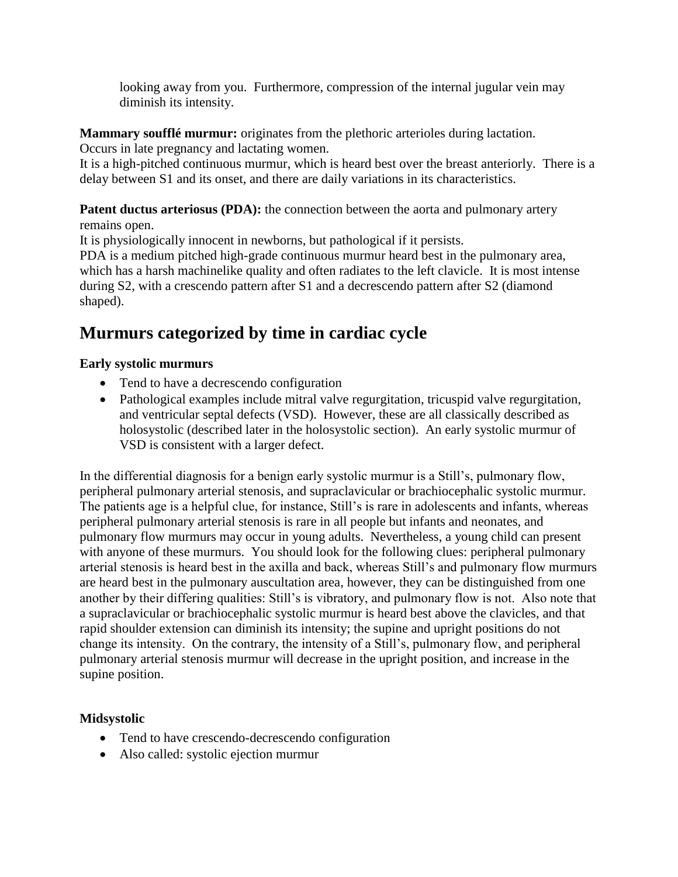looking away from you. Furthermore, compression of the internal jugular vein may diminish its intensity.

**Mammary soufflé murmur:** originates from the plethoric arterioles during lactation.
Occurs in late pregnancy and lactating women.
It is a high-pitched continuous murmur, which is heard best over the breast anteriorly. There is a delay between S1 and its onset, and there are daily variations in its characteristics.

**Patent ductus arteriosus (PDA):** the connection between the aorta and pulmonary artery remains open.
It is physiologically innocent in newborns, but pathological if it persists.
PDA is a medium pitched high-grade continuous murmur heard best in the pulmonary area, which has a harsh machinelike quality and often radiates to the left clavicle. It is most intense during S2, with a crescendo pattern after S1 and a decrescendo pattern after S2 (diamond shaped).

## Murmurs categorized by time in cardiac cycle

**Early systolic murmurs**

- Tend to have a decrescendo configuration
- Pathological examples include mitral valve regurgitation, tricuspid valve regurgitation, and ventricular septal defects (VSD). However, these are all classically described as holosystolic (described later in the holosystolic section). An early systolic murmur of VSD is consistent with a larger defect.

In the differential diagnosis for a benign early systolic murmur is a Still's, pulmonary flow, peripheral pulmonary arterial stenosis, and supraclavicular or brachiocephalic systolic murmur. The patients age is a helpful clue, for instance, Still's is rare in adolescents and infants, whereas peripheral pulmonary arterial stenosis is rare in all people but infants and neonates, and pulmonary flow murmurs may occur in young adults. Nevertheless, a young child can present with anyone of these murmurs. You should look for the following clues: peripheral pulmonary arterial stenosis is heard best in the axilla and back, whereas Still's and pulmonary flow murmurs are heard best in the pulmonary auscultation area, however, they can be distinguished from one another by their differing qualities: Still's is vibratory, and pulmonary flow is not. Also note that a supraclavicular or brachiocephalic systolic murmur is heard best above the clavicles, and that rapid shoulder extension can diminish its intensity; the supine and upright positions do not change its intensity. On the contrary, the intensity of a Still's, pulmonary flow, and peripheral pulmonary arterial stenosis murmur will decrease in the upright position, and increase in the supine position.

**Midsystolic**

- Tend to have crescendo-decrescendo configuration
- Also called: systolic ejection murmur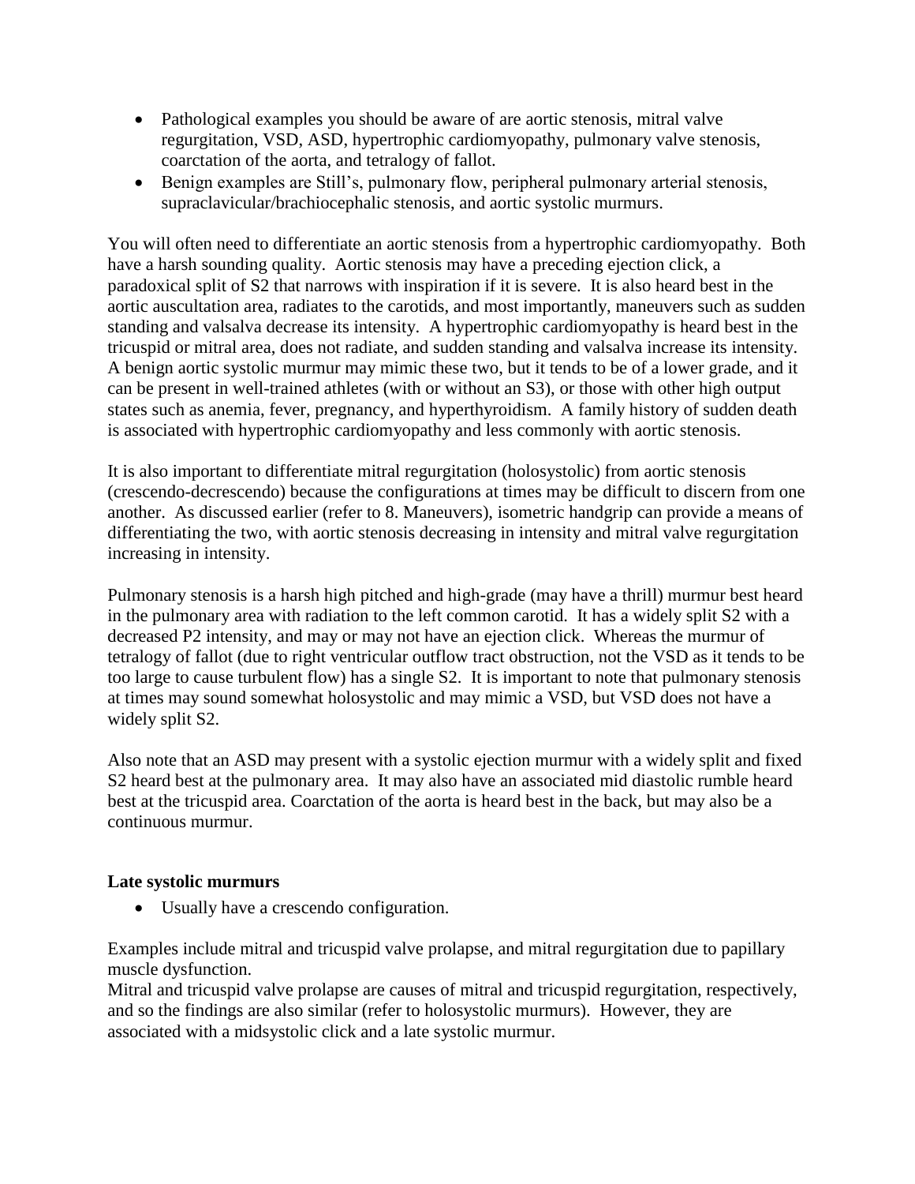- Pathological examples you should be aware of are aortic stenosis, mitral valve regurgitation, VSD, ASD, hypertrophic cardiomyopathy, pulmonary valve stenosis, coarctation of the aorta, and tetralogy of fallot.
- Benign examples are Still's, pulmonary flow, peripheral pulmonary arterial stenosis, supraclavicular/brachiocephalic stenosis, and aortic systolic murmurs.

You will often need to differentiate an aortic stenosis from a hypertrophic cardiomyopathy. Both have a harsh sounding quality. Aortic stenosis may have a preceding ejection click, a paradoxical split of S2 that narrows with inspiration if it is severe. It is also heard best in the aortic auscultation area, radiates to the carotids, and most importantly, maneuvers such as sudden standing and valsalva decrease its intensity. A hypertrophic cardiomyopathy is heard best in the tricuspid or mitral area, does not radiate, and sudden standing and valsalva increase its intensity. A benign aortic systolic murmur may mimic these two, but it tends to be of a lower grade, and it can be present in well-trained athletes (with or without an S3), or those with other high output states such as anemia, fever, pregnancy, and hyperthyroidism. A family history of sudden death is associated with hypertrophic cardiomyopathy and less commonly with aortic stenosis.

It is also important to differentiate mitral regurgitation (holosystolic) from aortic stenosis (crescendo-decrescendo) because the configurations at times may be difficult to discern from one another. As discussed earlier (refer to 8. Maneuvers), isometric handgrip can provide a means of differentiating the two, with aortic stenosis decreasing in intensity and mitral valve regurgitation increasing in intensity.

Pulmonary stenosis is a harsh high pitched and high-grade (may have a thrill) murmur best heard in the pulmonary area with radiation to the left common carotid. It has a widely split S2 with a decreased P2 intensity, and may or may not have an ejection click. Whereas the murmur of tetralogy of fallot (due to right ventricular outflow tract obstruction, not the VSD as it tends to be too large to cause turbulent flow) has a single S2. It is important to note that pulmonary stenosis at times may sound somewhat holosystolic and may mimic a VSD, but VSD does not have a widely split S2.

Also note that an ASD may present with a systolic ejection murmur with a widely split and fixed S2 heard best at the pulmonary area. It may also have an associated mid diastolic rumble heard best at the tricuspid area. Coarctation of the aorta is heard best in the back, but may also be a continuous murmur.

**Late systolic murmurs**

- Usually have a crescendo configuration.

Examples include mitral and tricuspid valve prolapse, and mitral regurgitation due to papillary muscle dysfunction.
Mitral and tricuspid valve prolapse are causes of mitral and tricuspid regurgitation, respectively, and so the findings are also similar (refer to holosystolic murmurs). However, they are associated with a midsystolic click and a late systolic murmur.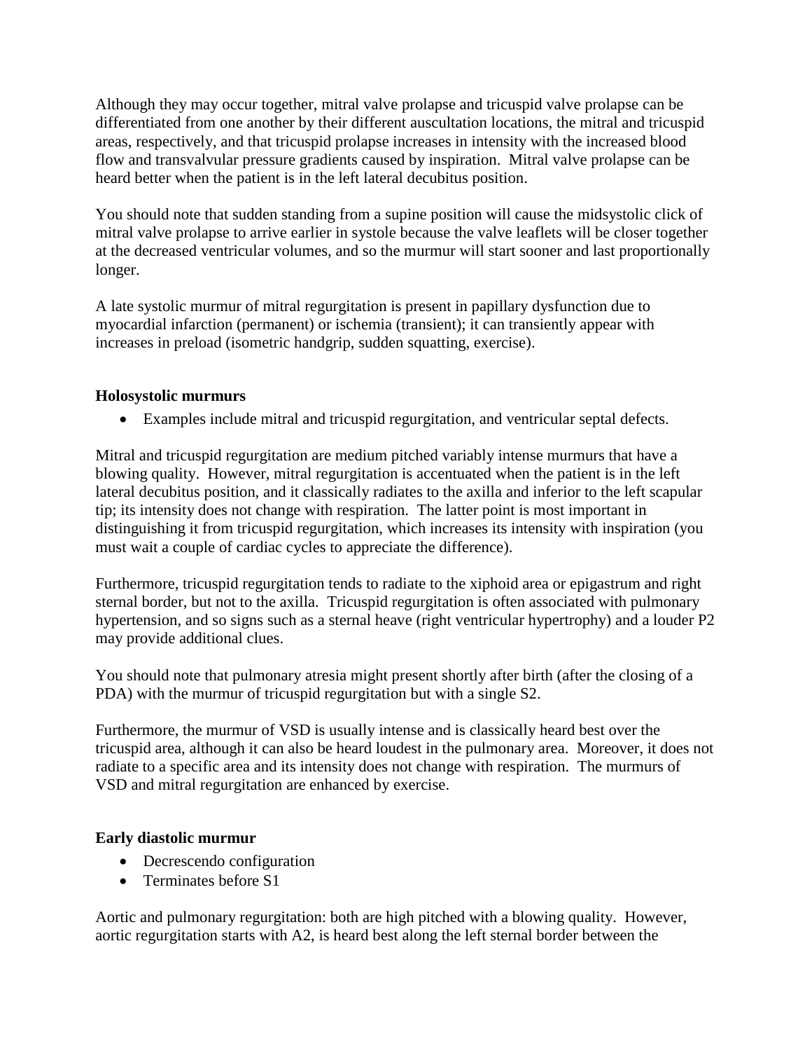Although they may occur together, mitral valve prolapse and tricuspid valve prolapse can be differentiated from one another by their different auscultation locations, the mitral and tricuspid areas, respectively, and that tricuspid prolapse increases in intensity with the increased blood flow and transvalvular pressure gradients caused by inspiration. Mitral valve prolapse can be heard better when the patient is in the left lateral decubitus position.

You should note that sudden standing from a supine position will cause the midsystolic click of mitral valve prolapse to arrive earlier in systole because the valve leaflets will be closer together at the decreased ventricular volumes, and so the murmur will start sooner and last proportionally longer.

A late systolic murmur of mitral regurgitation is present in papillary dysfunction due to myocardial infarction (permanent) or ischemia (transient); it can transiently appear with increases in preload (isometric handgrip, sudden squatting, exercise).

**Holosystolic murmurs**

- Examples include mitral and tricuspid regurgitation, and ventricular septal defects.

Mitral and tricuspid regurgitation are medium pitched variably intense murmurs that have a blowing quality. However, mitral regurgitation is accentuated when the patient is in the left lateral decubitus position, and it classically radiates to the axilla and inferior to the left scapular tip; its intensity does not change with respiration. The latter point is most important in distinguishing it from tricuspid regurgitation, which increases its intensity with inspiration (you must wait a couple of cardiac cycles to appreciate the difference).

Furthermore, tricuspid regurgitation tends to radiate to the xiphoid area or epigastrum and right sternal border, but not to the axilla. Tricuspid regurgitation is often associated with pulmonary hypertension, and so signs such as a sternal heave (right ventricular hypertrophy) and a louder P2 may provide additional clues.

You should note that pulmonary atresia might present shortly after birth (after the closing of a PDA) with the murmur of tricuspid regurgitation but with a single S2.

Furthermore, the murmur of VSD is usually intense and is classically heard best over the tricuspid area, although it can also be heard loudest in the pulmonary area. Moreover, it does not radiate to a specific area and its intensity does not change with respiration. The murmurs of VSD and mitral regurgitation are enhanced by exercise.

**Early diastolic murmur**

- Decrescendo configuration
- Terminates before S1

Aortic and pulmonary regurgitation: both are high pitched with a blowing quality. However, aortic regurgitation starts with A2, is heard best along the left sternal border between the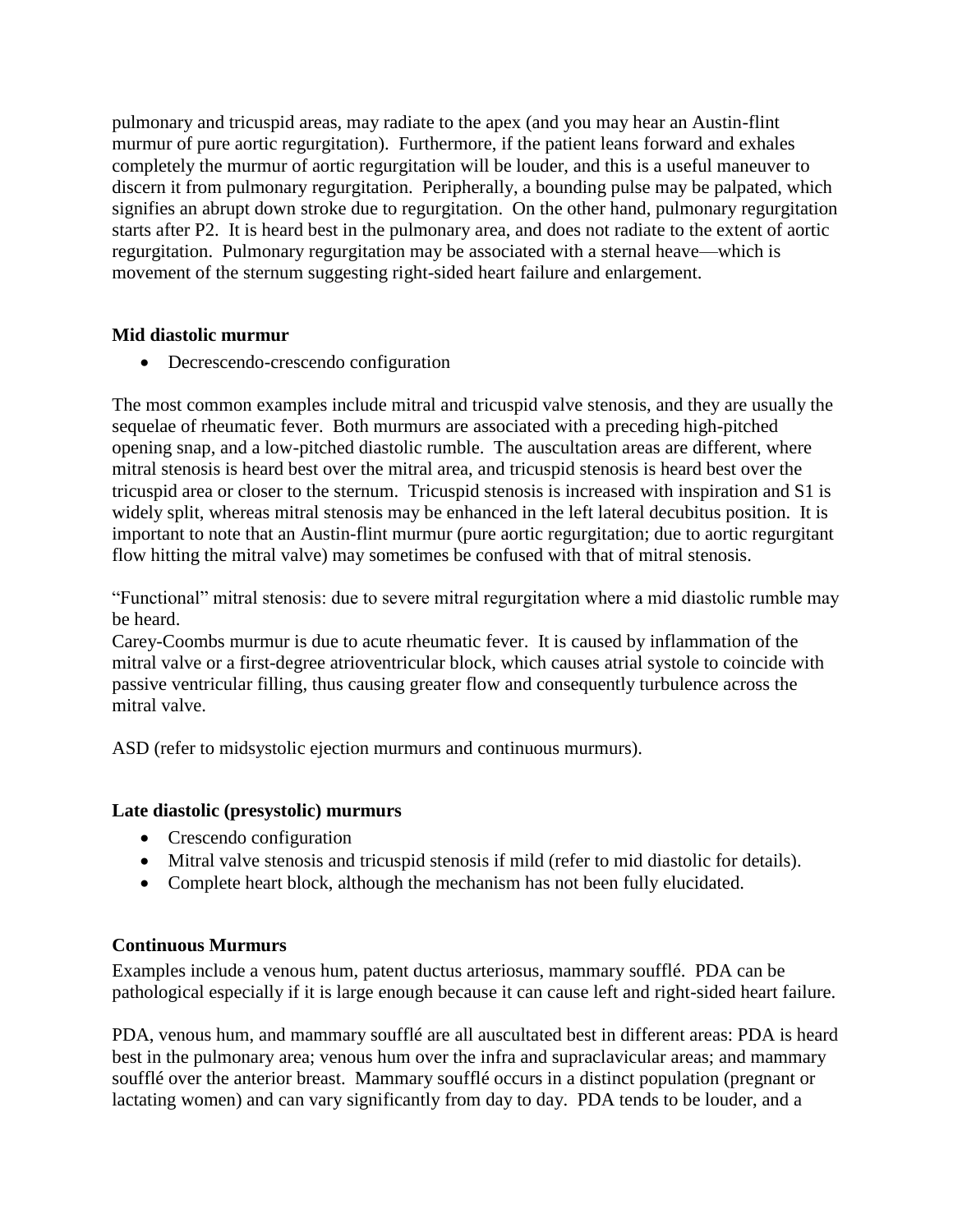pulmonary and tricuspid areas, may radiate to the apex (and you may hear an Austin-flint murmur of pure aortic regurgitation). Furthermore, if the patient leans forward and exhales completely the murmur of aortic regurgitation will be louder, and this is a useful maneuver to discern it from pulmonary regurgitation. Peripherally, a bounding pulse may be palpated, which signifies an abrupt down stroke due to regurgitation. On the other hand, pulmonary regurgitation starts after P2. It is heard best in the pulmonary area, and does not radiate to the extent of aortic regurgitation. Pulmonary regurgitation may be associated with a sternal heave—which is movement of the sternum suggesting right-sided heart failure and enlargement.

**Mid diastolic murmur**

- Decrescendo-crescendo configuration

The most common examples include mitral and tricuspid valve stenosis, and they are usually the sequelae of rheumatic fever. Both murmurs are associated with a preceding high-pitched opening snap, and a low-pitched diastolic rumble. The auscultation areas are different, where mitral stenosis is heard best over the mitral area, and tricuspid stenosis is heard best over the tricuspid area or closer to the sternum. Tricuspid stenosis is increased with inspiration and S1 is widely split, whereas mitral stenosis may be enhanced in the left lateral decubitus position. It is important to note that an Austin-flint murmur (pure aortic regurgitation; due to aortic regurgitant flow hitting the mitral valve) may sometimes be confused with that of mitral stenosis.

"Functional" mitral stenosis: due to severe mitral regurgitation where a mid diastolic rumble may be heard.
Carey-Coombs murmur is due to acute rheumatic fever. It is caused by inflammation of the mitral valve or a first-degree atrioventricular block, which causes atrial systole to coincide with passive ventricular filling, thus causing greater flow and consequently turbulence across the mitral valve.

ASD (refer to midsystolic ejection murmurs and continuous murmurs).

**Late diastolic (presystolic) murmurs**

- Crescendo configuration
- Mitral valve stenosis and tricuspid stenosis if mild (refer to mid diastolic for details).
- Complete heart block, although the mechanism has not been fully elucidated.

**Continuous Murmurs**

Examples include a venous hum, patent ductus arteriosus, mammary soufflé. PDA can be pathological especially if it is large enough because it can cause left and right-sided heart failure.

PDA, venous hum, and mammary soufflé are all auscultated best in different areas: PDA is heard best in the pulmonary area; venous hum over the infra and supraclavicular areas; and mammary soufflé over the anterior breast. Mammary soufflé occurs in a distinct population (pregnant or lactating women) and can vary significantly from day to day. PDA tends to be louder, and a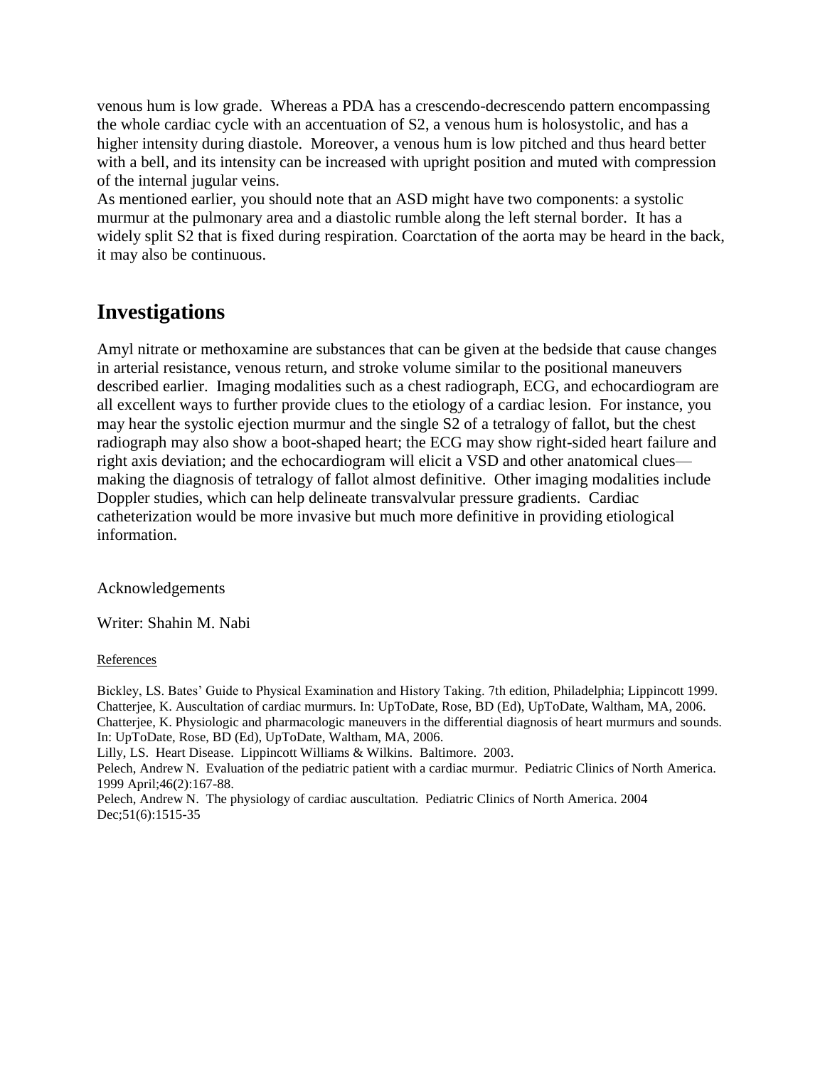venous hum is low grade. Whereas a PDA has a crescendo-decrescendo pattern encompassing the whole cardiac cycle with an accentuation of S2, a venous hum is holosystolic, and has a higher intensity during diastole. Moreover, a venous hum is low pitched and thus heard better with a bell, and its intensity can be increased with upright position and muted with compression of the internal jugular veins.

As mentioned earlier, you should note that an ASD might have two components: a systolic murmur at the pulmonary area and a diastolic rumble along the left sternal border. It has a widely split S2 that is fixed during respiration. Coarctation of the aorta may be heard in the back, it may also be continuous.

## Investigations

Amyl nitrate or methoxamine are substances that can be given at the bedside that cause changes in arterial resistance, venous return, and stroke volume similar to the positional maneuvers described earlier. Imaging modalities such as a chest radiograph, ECG, and echocardiogram are all excellent ways to further provide clues to the etiology of a cardiac lesion. For instance, you may hear the systolic ejection murmur and the single S2 of a tetralogy of fallot, but the chest radiograph may also show a boot-shaped heart; the ECG may show right-sided heart failure and right axis deviation; and the echocardiogram will elicit a VSD and other anatomical clues—making the diagnosis of tetralogy of fallot almost definitive. Other imaging modalities include Doppler studies, which can help delineate transvalvular pressure gradients. Cardiac catheterization would be more invasive but much more definitive in providing etiological information.

Acknowledgements

Writer: Shahin M. Nabi

References

Bickley, LS. Bates' Guide to Physical Examination and History Taking. 7th edition, Philadelphia; Lippincott 1999.
Chatterjee, K. Auscultation of cardiac murmurs. In: UpToDate, Rose, BD (Ed), UpToDate, Waltham, MA, 2006.
Chatterjee, K. Physiologic and pharmacologic maneuvers in the differential diagnosis of heart murmurs and sounds. In: UpToDate, Rose, BD (Ed), UpToDate, Waltham, MA, 2006.
Lilly, LS. Heart Disease. Lippincott Williams & Wilkins. Baltimore. 2003.
Pelech, Andrew N. Evaluation of the pediatric patient with a cardiac murmur. Pediatric Clinics of North America. 1999 April;46(2):167-88.
Pelech, Andrew N. The physiology of cardiac auscultation. Pediatric Clinics of North America. 2004 Dec;51(6):1515-35